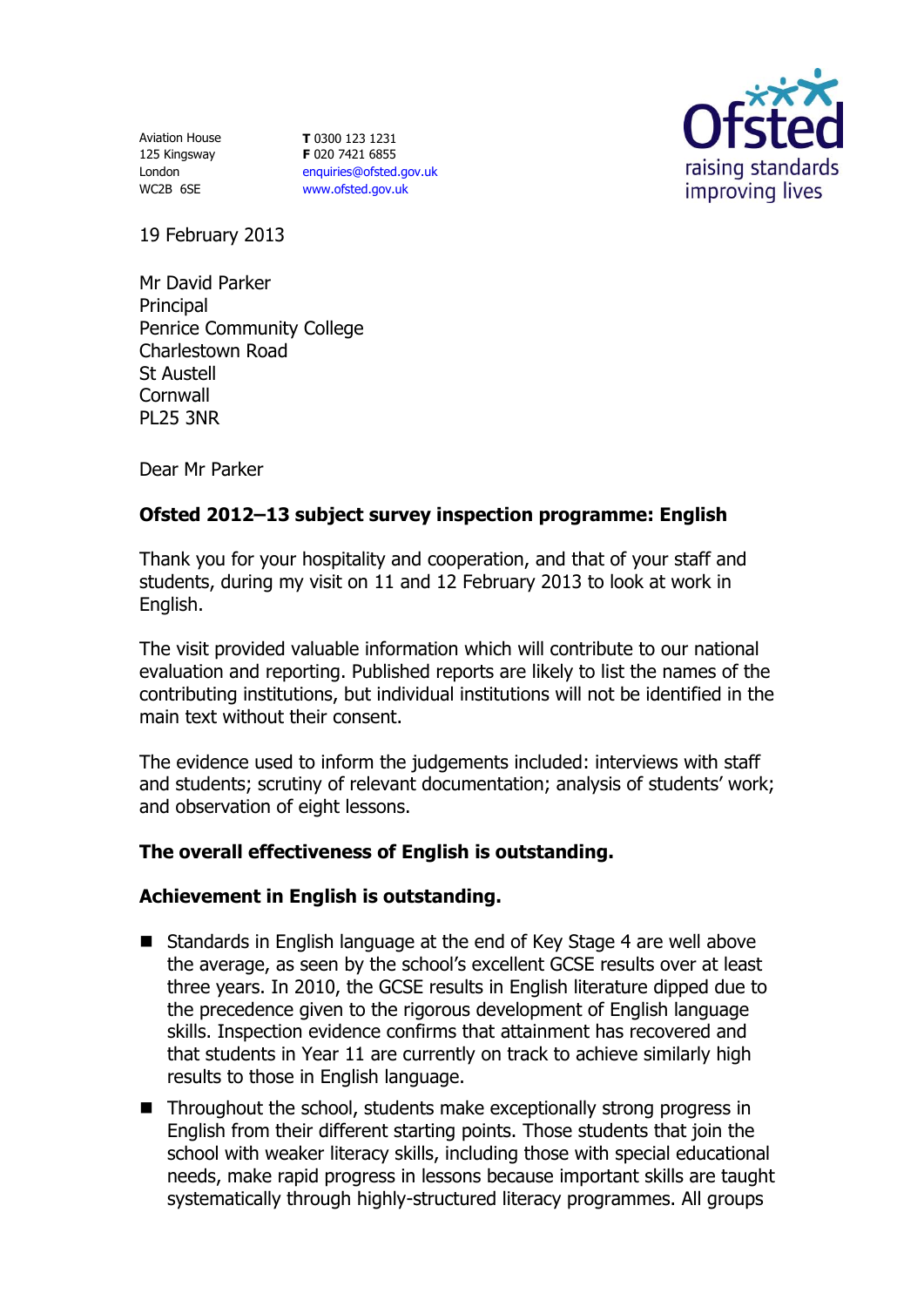Aviation House
125 Kingsway
London
WC2B 6SE

**T** 0300 123 1231
**F** 020 7421 6855
enquiries@ofsted.gov.uk
www.ofsted.gov.uk

19 February 2013

Mr David Parker
Principal
Penrice Community College
Charlestown Road
St Austell
Cornwall
PL25 3NR

Dear Mr Parker

**Ofsted 2012–13 subject survey inspection programme: English**

Thank you for your hospitality and cooperation, and that of your staff and students, during my visit on 11 and 12 February 2013 to look at work in English.

The visit provided valuable information which will contribute to our national evaluation and reporting. Published reports are likely to list the names of the contributing institutions, but individual institutions will not be identified in the main text without their consent.

The evidence used to inform the judgements included: interviews with staff and students; scrutiny of relevant documentation; analysis of students' work; and observation of eight lessons.

**The overall effectiveness of English is outstanding.**

**Achievement in English is outstanding.**

- Standards in English language at the end of Key Stage 4 are well above the average, as seen by the school's excellent GCSE results over at least three years. In 2010, the GCSE results in English literature dipped due to the precedence given to the rigorous development of English language skills. Inspection evidence confirms that attainment has recovered and that students in Year 11 are currently on track to achieve similarly high results to those in English language.
- Throughout the school, students make exceptionally strong progress in English from their different starting points. Those students that join the school with weaker literacy skills, including those with special educational needs, make rapid progress in lessons because important skills are taught systematically through highly-structured literacy programmes. All groups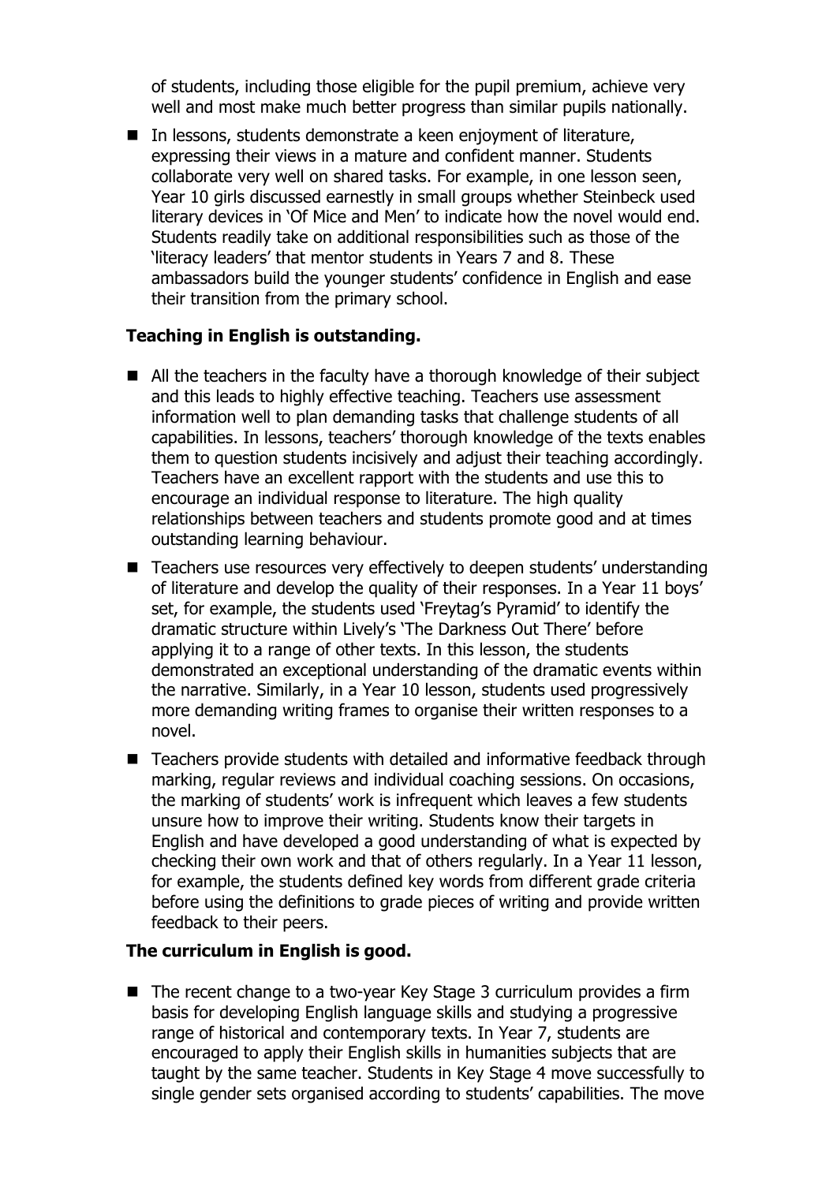of students, including those eligible for the pupil premium, achieve very well and most make much better progress than similar pupils nationally.

- In lessons, students demonstrate a keen enjoyment of literature, expressing their views in a mature and confident manner. Students collaborate very well on shared tasks. For example, in one lesson seen, Year 10 girls discussed earnestly in small groups whether Steinbeck used literary devices in 'Of Mice and Men' to indicate how the novel would end. Students readily take on additional responsibilities such as those of the 'literacy leaders' that mentor students in Years 7 and 8. These ambassadors build the younger students' confidence in English and ease their transition from the primary school.

**Teaching in English is outstanding.**

- All the teachers in the faculty have a thorough knowledge of their subject and this leads to highly effective teaching. Teachers use assessment information well to plan demanding tasks that challenge students of all capabilities. In lessons, teachers' thorough knowledge of the texts enables them to question students incisively and adjust their teaching accordingly. Teachers have an excellent rapport with the students and use this to encourage an individual response to literature. The high quality relationships between teachers and students promote good and at times outstanding learning behaviour.
- Teachers use resources very effectively to deepen students' understanding of literature and develop the quality of their responses. In a Year 11 boys' set, for example, the students used 'Freytag's Pyramid' to identify the dramatic structure within Lively's 'The Darkness Out There' before applying it to a range of other texts. In this lesson, the students demonstrated an exceptional understanding of the dramatic events within the narrative. Similarly, in a Year 10 lesson, students used progressively more demanding writing frames to organise their written responses to a novel.
- Teachers provide students with detailed and informative feedback through marking, regular reviews and individual coaching sessions. On occasions, the marking of students' work is infrequent which leaves a few students unsure how to improve their writing. Students know their targets in English and have developed a good understanding of what is expected by checking their own work and that of others regularly. In a Year 11 lesson, for example, the students defined key words from different grade criteria before using the definitions to grade pieces of writing and provide written feedback to their peers.

**The curriculum in English is good.**

- The recent change to a two-year Key Stage 3 curriculum provides a firm basis for developing English language skills and studying a progressive range of historical and contemporary texts. In Year 7, students are encouraged to apply their English skills in humanities subjects that are taught by the same teacher. Students in Key Stage 4 move successfully to single gender sets organised according to students' capabilities. The move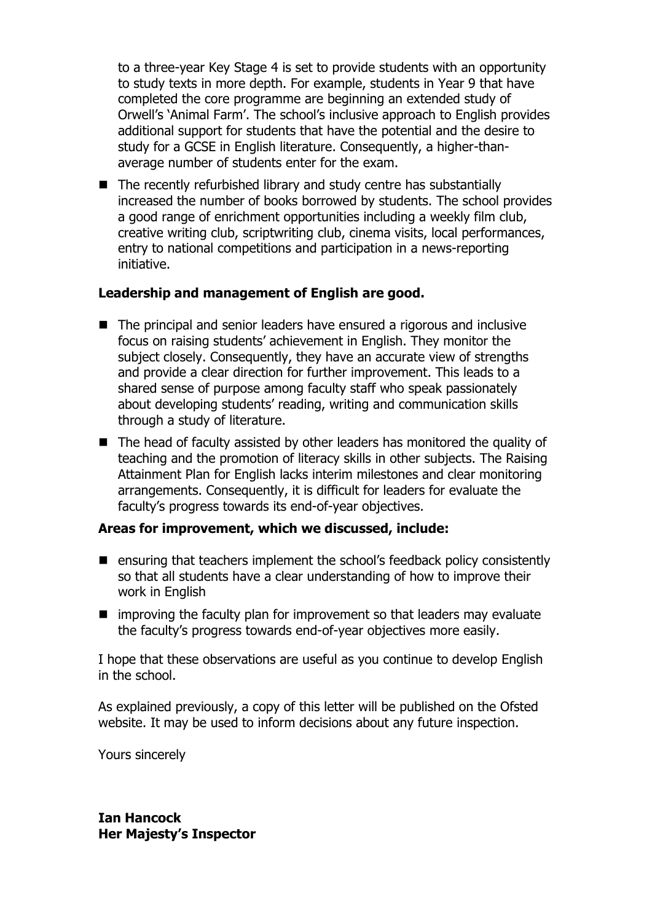to a three-year Key Stage 4 is set to provide students with an opportunity to study texts in more depth. For example, students in Year 9 that have completed the core programme are beginning an extended study of Orwell's 'Animal Farm'. The school's inclusive approach to English provides additional support for students that have the potential and the desire to study for a GCSE in English literature. Consequently, a higher-than-average number of students enter for the exam.

- The recently refurbished library and study centre has substantially increased the number of books borrowed by students. The school provides a good range of enrichment opportunities including a weekly film club, creative writing club, scriptwriting club, cinema visits, local performances, entry to national competitions and participation in a news-reporting initiative.

**Leadership and management of English are good.**

- The principal and senior leaders have ensured a rigorous and inclusive focus on raising students' achievement in English. They monitor the subject closely. Consequently, they have an accurate view of strengths and provide a clear direction for further improvement. This leads to a shared sense of purpose among faculty staff who speak passionately about developing students' reading, writing and communication skills through a study of literature.
- The head of faculty assisted by other leaders has monitored the quality of teaching and the promotion of literacy skills in other subjects. The Raising Attainment Plan for English lacks interim milestones and clear monitoring arrangements. Consequently, it is difficult for leaders for evaluate the faculty's progress towards its end-of-year objectives.

**Areas for improvement, which we discussed, include:**

- ensuring that teachers implement the school's feedback policy consistently so that all students have a clear understanding of how to improve their work in English
- improving the faculty plan for improvement so that leaders may evaluate the faculty's progress towards end-of-year objectives more easily.

I hope that these observations are useful as you continue to develop English in the school.

As explained previously, a copy of this letter will be published on the Ofsted website. It may be used to inform decisions about any future inspection.

Yours sincerely

**Ian Hancock**
**Her Majesty's Inspector**